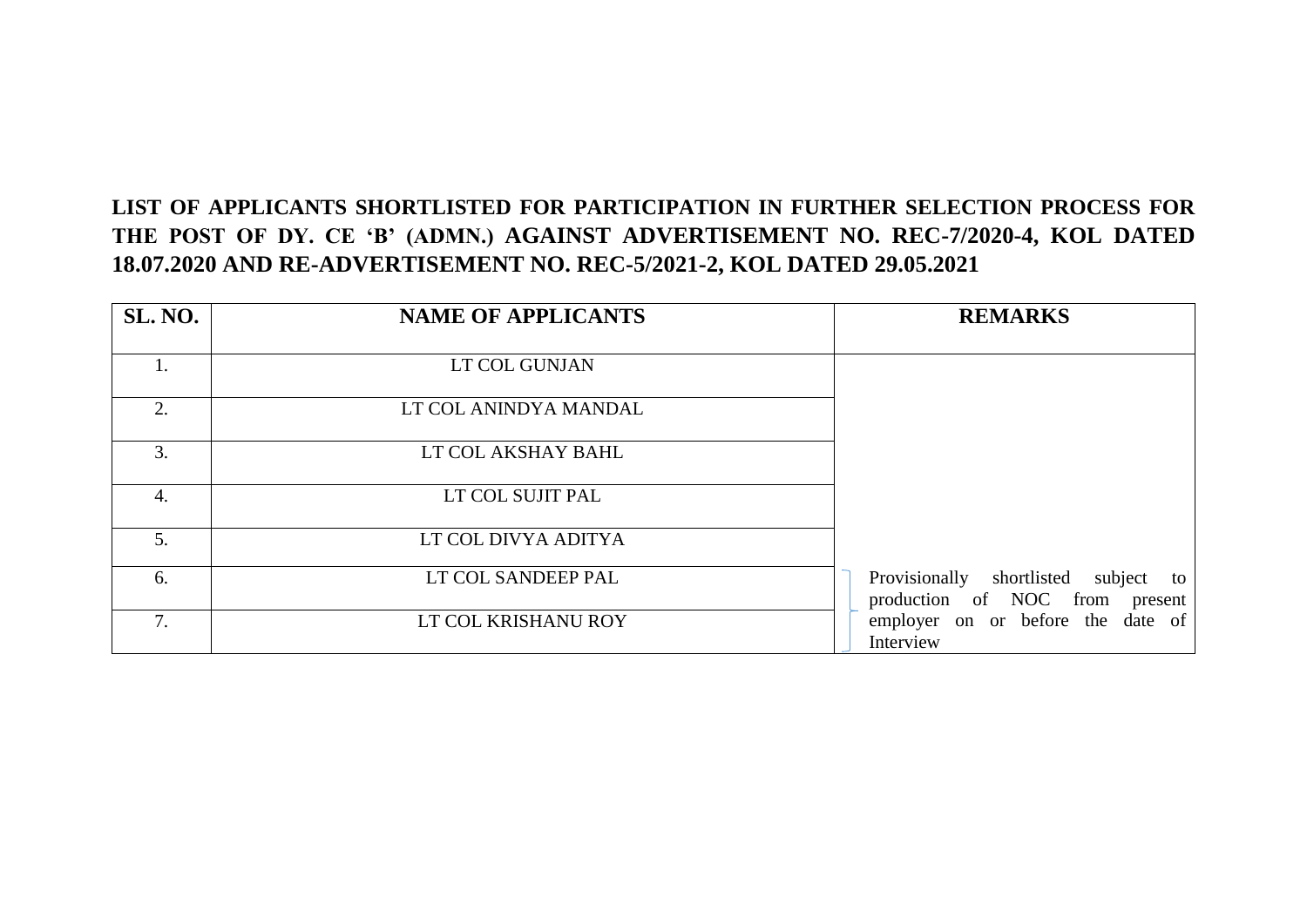**LIST OF APPLICANTS SHORTLISTED FOR PARTICIPATION IN FURTHER SELECTION PROCESS FOR THE POST OF DY. CE 'B' (ADMN.) AGAINST ADVERTISEMENT NO. REC-7/2020-4, KOL DATED 18.07.2020 AND RE-ADVERTISEMENT NO. REC-5/2021-2, KOL DATED 29.05.2021**

| SL. NO. | NAME OF APPLICANTS | REMARKS |
|---|---|---|
| 1. | LT COL GUNJAN | |
| 2. | LT COL ANINDYA MANDAL | |
| 3. | LT COL AKSHAY BAHL | |
| 4. | LT COL SUJIT PAL | |
| 5. | LT COL DIVYA ADITYA | |
| 6. | LT COL SANDEEP PAL | Provisionally shortlisted subject to production of NOC from present employer on or before the date of Interview |
| 7. | LT COL KRISHANU ROY | |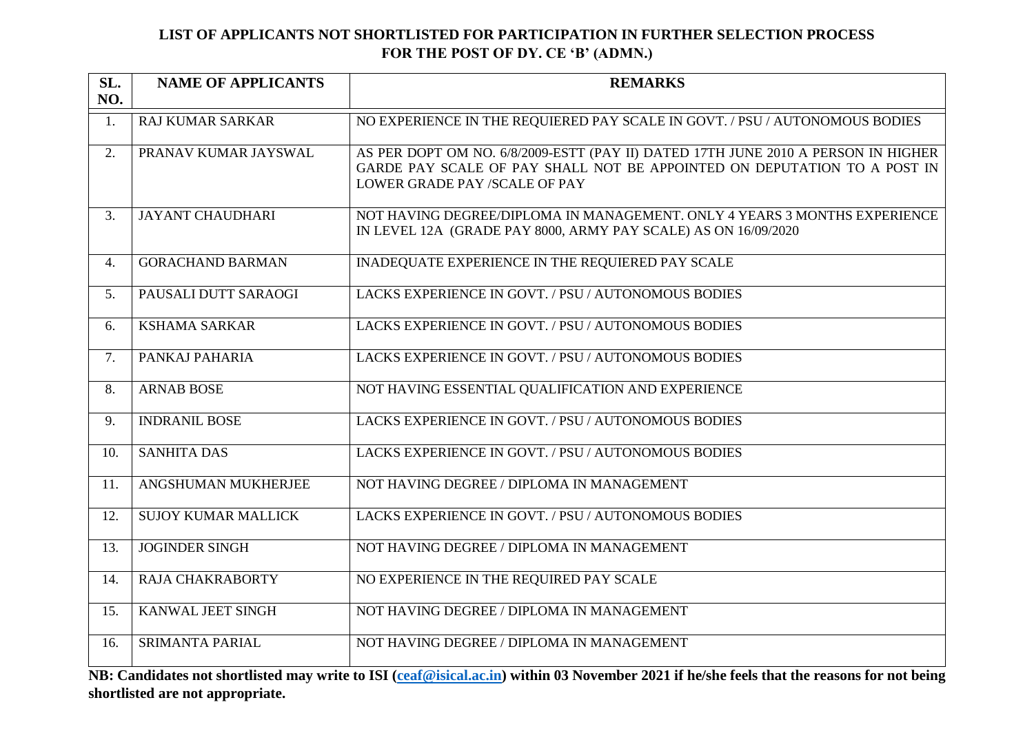**LIST OF APPLICANTS NOT SHORTLISTED FOR PARTICIPATION IN FURTHER SELECTION PROCESS FOR THE POST OF DY. CE 'B' (ADMN.)**

| SL. NO. | NAME OF APPLICANTS | REMARKS |
|---|---|---|
| 1. | RAJ KUMAR SARKAR | NO EXPERIENCE IN THE REQUIERED PAY SCALE IN GOVT. / PSU / AUTONOMOUS BODIES |
| 2. | PRANAV KUMAR JAYSWAL | AS PER DOPT OM NO. 6/8/2009-ESTT (PAY II) DATED 17TH JUNE 2010 A PERSON IN HIGHER GARDE PAY SCALE OF PAY SHALL NOT BE APPOINTED ON DEPUTATION TO A POST IN LOWER GRADE PAY /SCALE OF PAY |
| 3. | JAYANT CHAUDHARI | NOT HAVING DEGREE/DIPLOMA IN MANAGEMENT. ONLY 4 YEARS 3 MONTHS EXPERIENCE IN LEVEL 12A (GRADE PAY 8000, ARMY PAY SCALE) AS ON 16/09/2020 |
| 4. | GORACHAND BARMAN | INADEQUATE EXPERIENCE IN THE REQUIERED PAY SCALE |
| 5. | PAUSALI DUTT SARAOGI | LACKS EXPERIENCE IN GOVT. / PSU / AUTONOMOUS BODIES |
| 6. | KSHAMA SARKAR | LACKS EXPERIENCE IN GOVT. / PSU / AUTONOMOUS BODIES |
| 7. | PANKAJ PAHARIA | LACKS EXPERIENCE IN GOVT. / PSU / AUTONOMOUS BODIES |
| 8. | ARNAB BOSE | NOT HAVING ESSENTIAL QUALIFICATION AND EXPERIENCE |
| 9. | INDRANIL BOSE | LACKS EXPERIENCE IN GOVT. / PSU / AUTONOMOUS BODIES |
| 10. | SANHITA DAS | LACKS EXPERIENCE IN GOVT. / PSU / AUTONOMOUS BODIES |
| 11. | ANGSHUMAN MUKHERJEE | NOT HAVING DEGREE / DIPLOMA IN MANAGEMENT |
| 12. | SUJOY KUMAR MALLICK | LACKS EXPERIENCE IN GOVT. / PSU / AUTONOMOUS BODIES |
| 13. | JOGINDER SINGH | NOT HAVING DEGREE / DIPLOMA IN MANAGEMENT |
| 14. | RAJA CHAKRABORTY | NO EXPERIENCE IN THE REQUIRED PAY SCALE |
| 15. | KANWAL JEET SINGH | NOT HAVING DEGREE / DIPLOMA IN MANAGEMENT |
| 16. | SRIMANTA PARIAL | NOT HAVING DEGREE / DIPLOMA IN MANAGEMENT |

**NB: Candidates not shortlisted may write to ISI (ceaf@isical.ac.in) within 03 November 2021 if he/she feels that the reasons for not being shortlisted are not appropriate.**